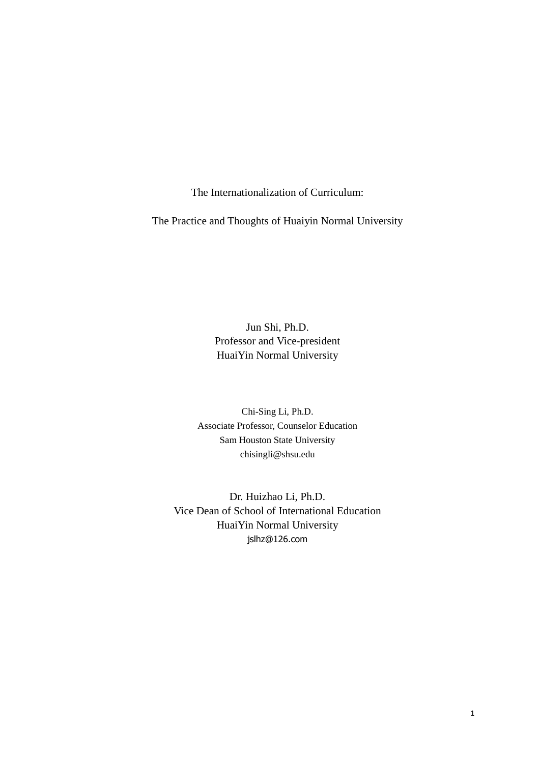# The Internationalization of Curriculum:

# The Practice and Thoughts of Huaiyin Normal University

Jun Shi, Ph.D.
Professor and Vice-president
HuaiYin Normal University

Chi-Sing Li, Ph.D.
Associate Professor, Counselor Education
Sam Houston State University
chisingli@shsu.edu

Dr. Huizhao Li, Ph.D.
Vice Dean of School of International Education
HuaiYin Normal University
jslhz@126.com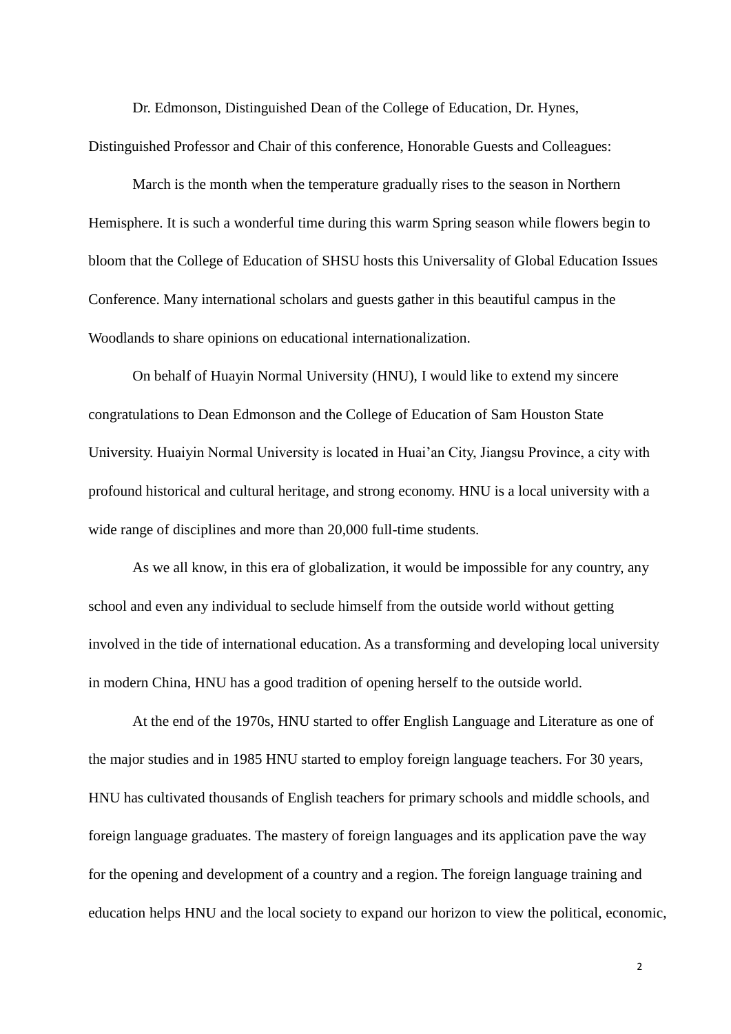Dr. Edmonson, Distinguished Dean of the College of Education, Dr. Hynes, Distinguished Professor and Chair of this conference, Honorable Guests and Colleagues:

March is the month when the temperature gradually rises to the season in Northern Hemisphere. It is such a wonderful time during this warm Spring season while flowers begin to bloom that the College of Education of SHSU hosts this Universality of Global Education Issues Conference. Many international scholars and guests gather in this beautiful campus in the Woodlands to share opinions on educational internationalization.

On behalf of Huayin Normal University (HNU), I would like to extend my sincere congratulations to Dean Edmonson and the College of Education of Sam Houston State University. Huaiyin Normal University is located in Huai'an City, Jiangsu Province, a city with profound historical and cultural heritage, and strong economy. HNU is a local university with a wide range of disciplines and more than 20,000 full-time students.

As we all know, in this era of globalization, it would be impossible for any country, any school and even any individual to seclude himself from the outside world without getting involved in the tide of international education. As a transforming and developing local university in modern China, HNU has a good tradition of opening herself to the outside world.

At the end of the 1970s, HNU started to offer English Language and Literature as one of the major studies and in 1985 HNU started to employ foreign language teachers. For 30 years, HNU has cultivated thousands of English teachers for primary schools and middle schools, and foreign language graduates. The mastery of foreign languages and its application pave the way for the opening and development of a country and a region. The foreign language training and education helps HNU and the local society to expand our horizon to view the political, economic,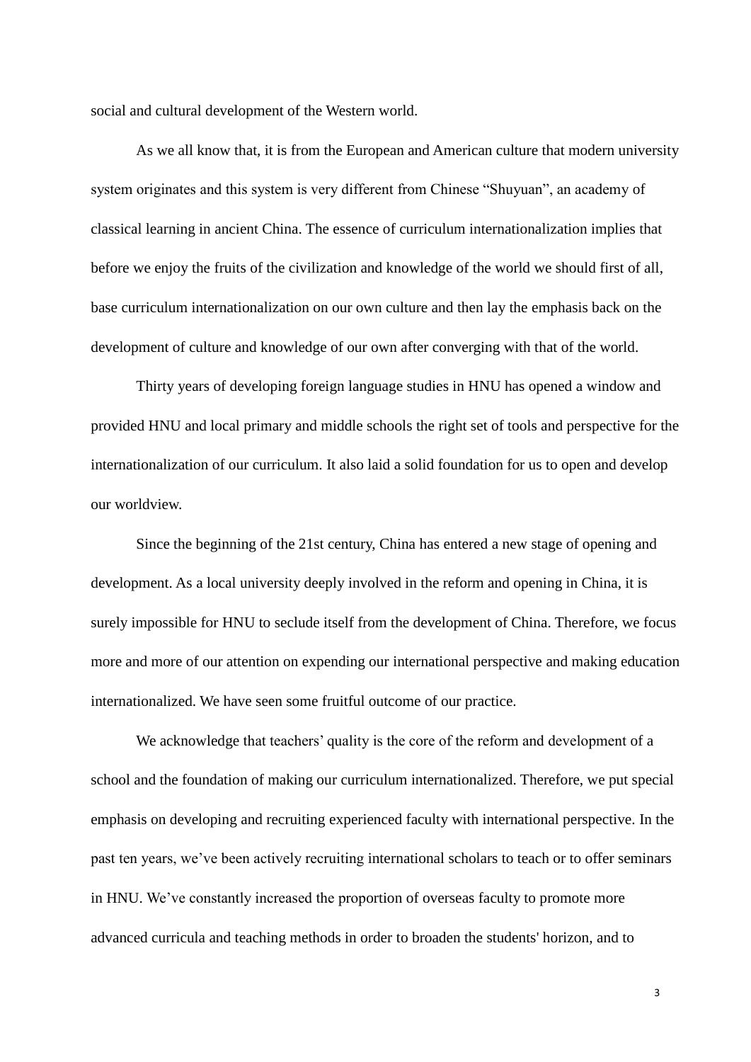social and cultural development of the Western world.

As we all know that, it is from the European and American culture that modern university system originates and this system is very different from Chinese “Shuyuan”, an academy of classical learning in ancient China. The essence of curriculum internationalization implies that before we enjoy the fruits of the civilization and knowledge of the world we should first of all, base curriculum internationalization on our own culture and then lay the emphasis back on the development of culture and knowledge of our own after converging with that of the world.

Thirty years of developing foreign language studies in HNU has opened a window and provided HNU and local primary and middle schools the right set of tools and perspective for the internationalization of our curriculum. It also laid a solid foundation for us to open and develop our worldview.

Since the beginning of the 21st century, China has entered a new stage of opening and development. As a local university deeply involved in the reform and opening in China, it is surely impossible for HNU to seclude itself from the development of China. Therefore, we focus more and more of our attention on expending our international perspective and making education internationalized. We have seen some fruitful outcome of our practice.

We acknowledge that teachers’ quality is the core of the reform and development of a school and the foundation of making our curriculum internationalized. Therefore, we put special emphasis on developing and recruiting experienced faculty with international perspective. In the past ten years, we’ve been actively recruiting international scholars to teach or to offer seminars in HNU. We’ve constantly increased the proportion of overseas faculty to promote more advanced curricula and teaching methods in order to broaden the students' horizon, and to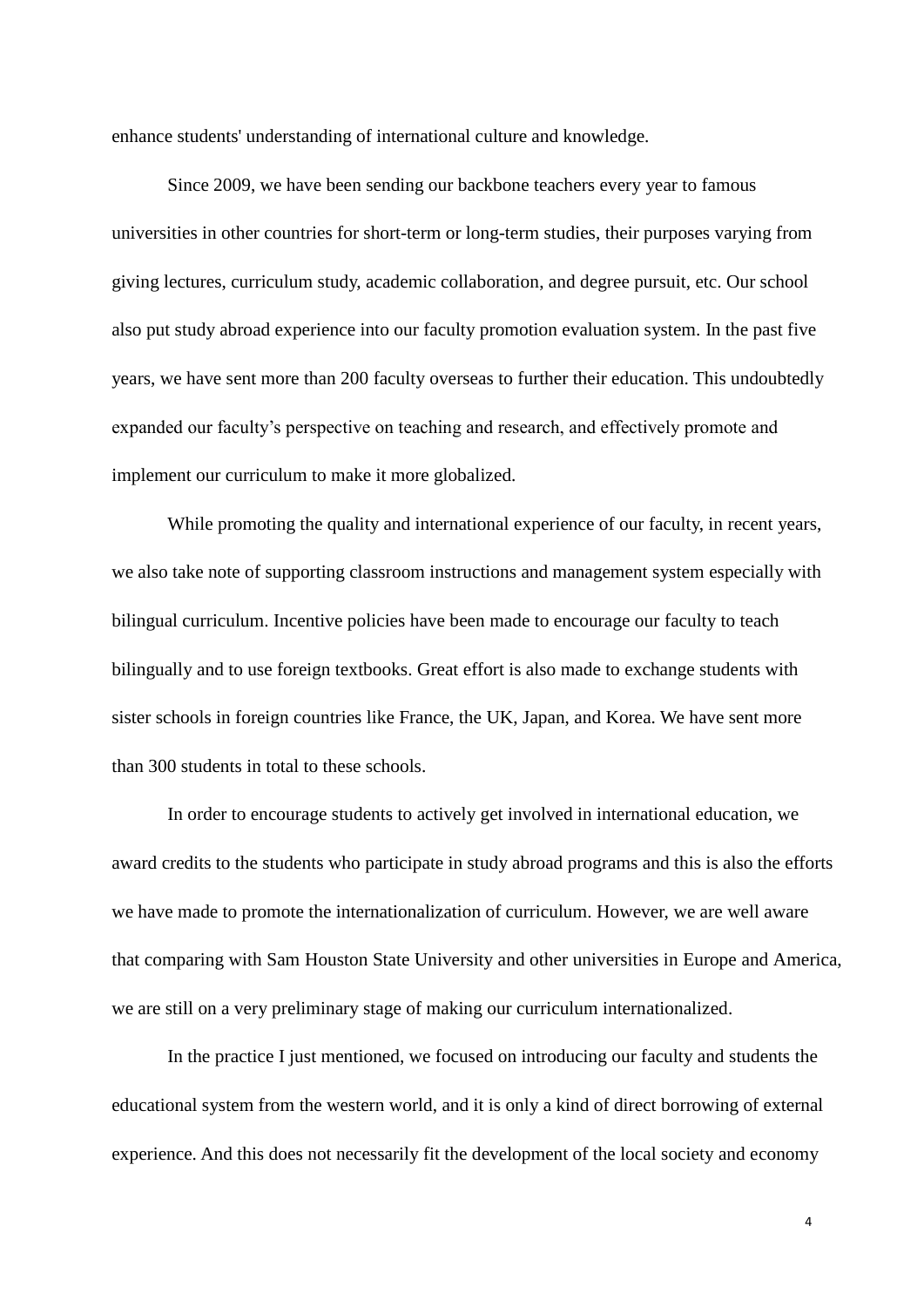enhance students' understanding of international culture and knowledge.

Since 2009, we have been sending our backbone teachers every year to famous universities in other countries for short-term or long-term studies, their purposes varying from giving lectures, curriculum study, academic collaboration, and degree pursuit, etc. Our school also put study abroad experience into our faculty promotion evaluation system. In the past five years, we have sent more than 200 faculty overseas to further their education. This undoubtedly expanded our faculty's perspective on teaching and research, and effectively promote and implement our curriculum to make it more globalized.

While promoting the quality and international experience of our faculty, in recent years, we also take note of supporting classroom instructions and management system especially with bilingual curriculum. Incentive policies have been made to encourage our faculty to teach bilingually and to use foreign textbooks. Great effort is also made to exchange students with sister schools in foreign countries like France, the UK, Japan, and Korea. We have sent more than 300 students in total to these schools.

In order to encourage students to actively get involved in international education, we award credits to the students who participate in study abroad programs and this is also the efforts we have made to promote the internationalization of curriculum. However, we are well aware that comparing with Sam Houston State University and other universities in Europe and America, we are still on a very preliminary stage of making our curriculum internationalized.

In the practice I just mentioned, we focused on introducing our faculty and students the educational system from the western world, and it is only a kind of direct borrowing of external experience. And this does not necessarily fit the development of the local society and economy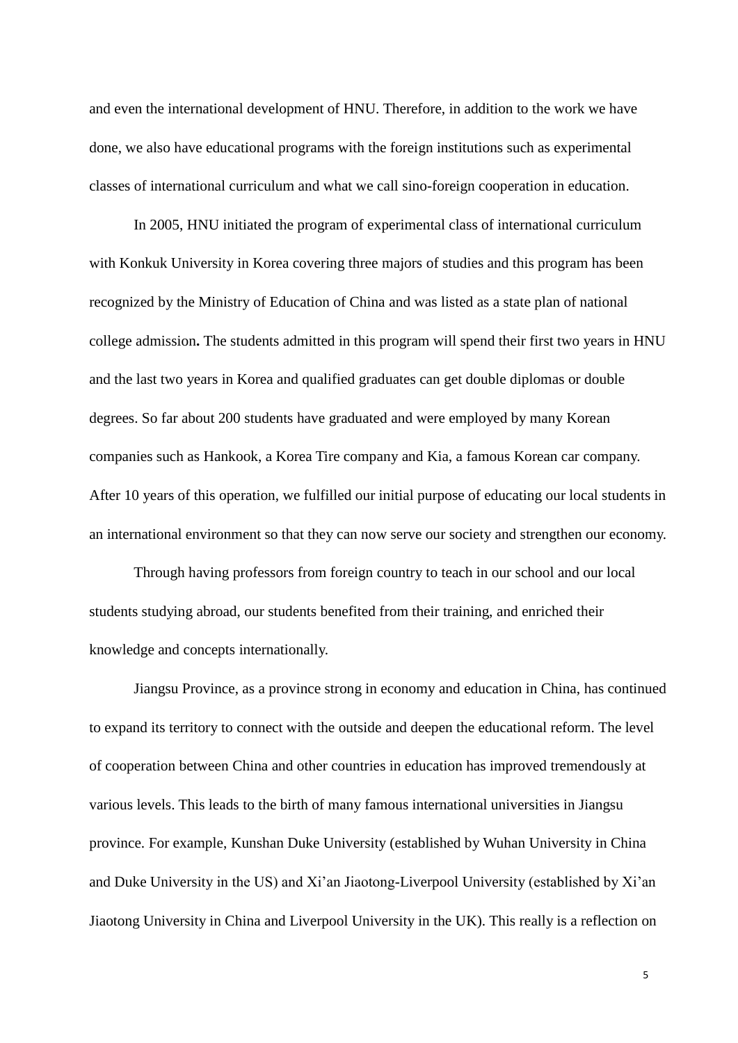and even the international development of HNU. Therefore, in addition to the work we have done, we also have educational programs with the foreign institutions such as experimental classes of international curriculum and what we call sino-foreign cooperation in education.

In 2005, HNU initiated the program of experimental class of international curriculum with Konkuk University in Korea covering three majors of studies and this program has been recognized by the Ministry of Education of China and was listed as a state plan of national college admission**.** The students admitted in this program will spend their first two years in HNU and the last two years in Korea and qualified graduates can get double diplomas or double degrees. So far about 200 students have graduated and were employed by many Korean companies such as Hankook, a Korea Tire company and Kia, a famous Korean car company. After 10 years of this operation, we fulfilled our initial purpose of educating our local students in an international environment so that they can now serve our society and strengthen our economy.

Through having professors from foreign country to teach in our school and our local students studying abroad, our students benefited from their training, and enriched their knowledge and concepts internationally.

Jiangsu Province, as a province strong in economy and education in China, has continued to expand its territory to connect with the outside and deepen the educational reform. The level of cooperation between China and other countries in education has improved tremendously at various levels. This leads to the birth of many famous international universities in Jiangsu province. For example, Kunshan Duke University (established by Wuhan University in China and Duke University in the US) and Xi'an Jiaotong-Liverpool University (established by Xi'an Jiaotong University in China and Liverpool University in the UK). This really is a reflection on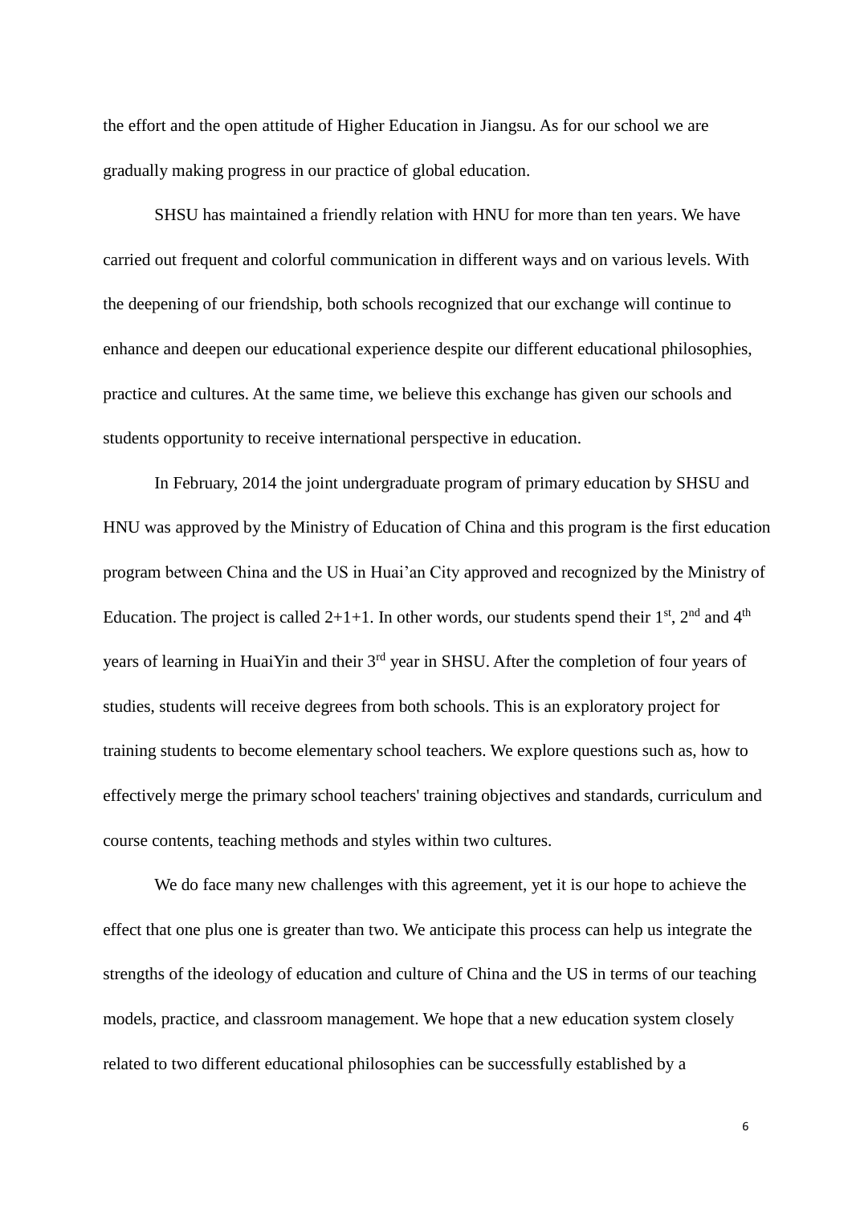the effort and the open attitude of Higher Education in Jiangsu. As for our school we are gradually making progress in our practice of global education.

SHSU has maintained a friendly relation with HNU for more than ten years. We have carried out frequent and colorful communication in different ways and on various levels. With the deepening of our friendship, both schools recognized that our exchange will continue to enhance and deepen our educational experience despite our different educational philosophies, practice and cultures. At the same time, we believe this exchange has given our schools and students opportunity to receive international perspective in education.

In February, 2014 the joint undergraduate program of primary education by SHSU and HNU was approved by the Ministry of Education of China and this program is the first education program between China and the US in Huai'an City approved and recognized by the Ministry of Education. The project is called 2+1+1. In other words, our students spend their 1st, 2nd and 4th years of learning in HuaiYin and their 3rd year in SHSU. After the completion of four years of studies, students will receive degrees from both schools. This is an exploratory project for training students to become elementary school teachers. We explore questions such as, how to effectively merge the primary school teachers' training objectives and standards, curriculum and course contents, teaching methods and styles within two cultures.

We do face many new challenges with this agreement, yet it is our hope to achieve the effect that one plus one is greater than two. We anticipate this process can help us integrate the strengths of the ideology of education and culture of China and the US in terms of our teaching models, practice, and classroom management. We hope that a new education system closely related to two different educational philosophies can be successfully established by a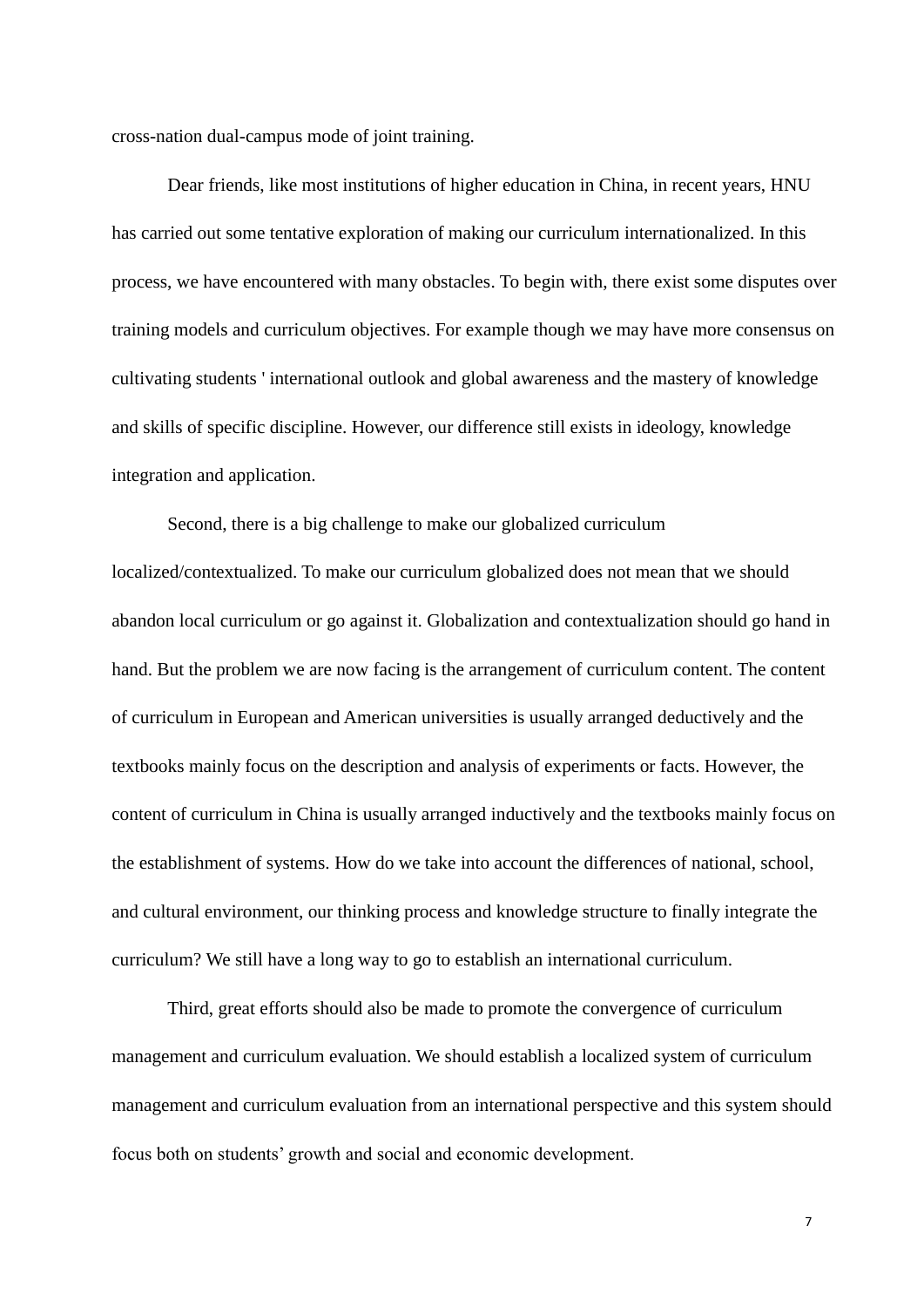cross-nation dual-campus mode of joint training.

Dear friends, like most institutions of higher education in China, in recent years, HNU has carried out some tentative exploration of making our curriculum internationalized. In this process, we have encountered with many obstacles. To begin with, there exist some disputes over training models and curriculum objectives. For example though we may have more consensus on cultivating students ' international outlook and global awareness and the mastery of knowledge and skills of specific discipline. However, our difference still exists in ideology, knowledge integration and application.

Second, there is a big challenge to make our globalized curriculum localized/contextualized. To make our curriculum globalized does not mean that we should abandon local curriculum or go against it. Globalization and contextualization should go hand in hand. But the problem we are now facing is the arrangement of curriculum content. The content of curriculum in European and American universities is usually arranged deductively and the textbooks mainly focus on the description and analysis of experiments or facts. However, the content of curriculum in China is usually arranged inductively and the textbooks mainly focus on the establishment of systems. How do we take into account the differences of national, school, and cultural environment, our thinking process and knowledge structure to finally integrate the curriculum? We still have a long way to go to establish an international curriculum.

Third, great efforts should also be made to promote the convergence of curriculum management and curriculum evaluation. We should establish a localized system of curriculum management and curriculum evaluation from an international perspective and this system should focus both on students' growth and social and economic development.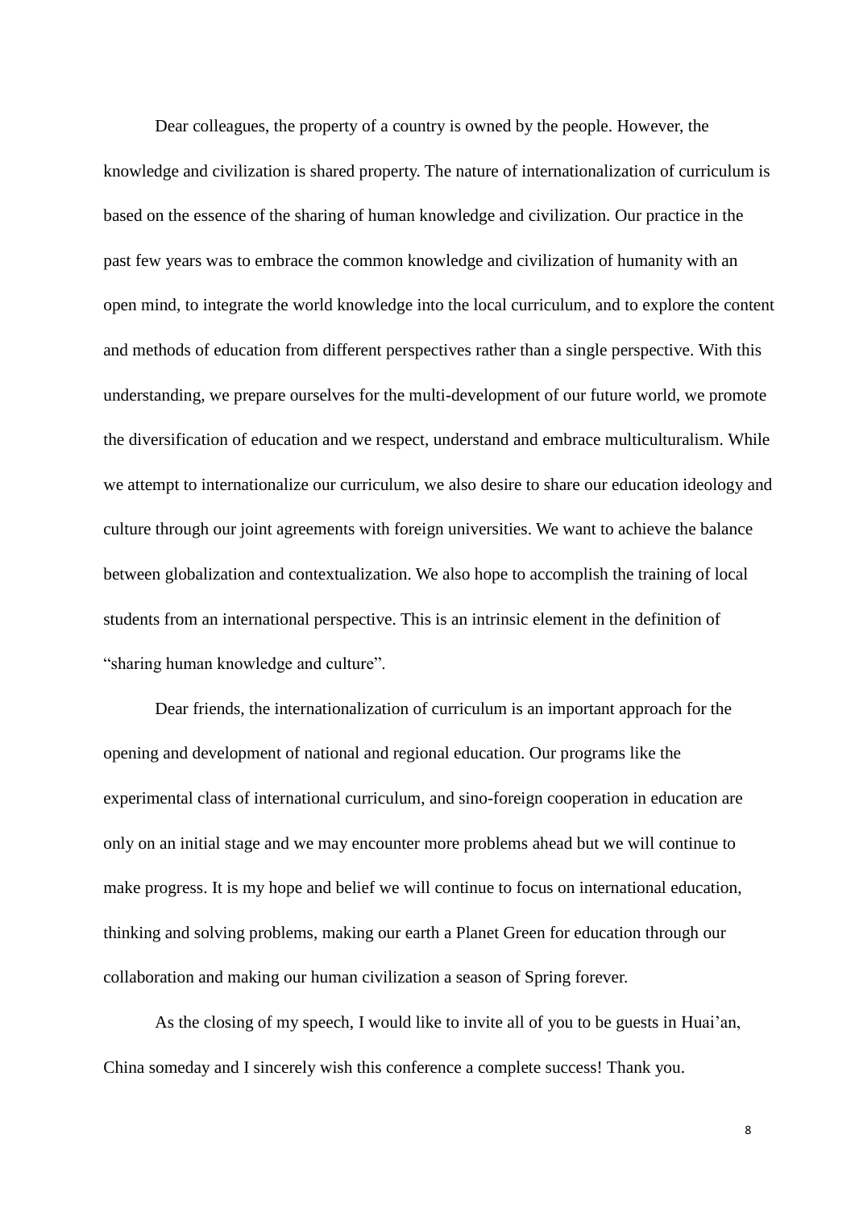Dear colleagues, the property of a country is owned by the people. However, the knowledge and civilization is shared property. The nature of internationalization of curriculum is based on the essence of the sharing of human knowledge and civilization. Our practice in the past few years was to embrace the common knowledge and civilization of humanity with an open mind, to integrate the world knowledge into the local curriculum, and to explore the content and methods of education from different perspectives rather than a single perspective. With this understanding, we prepare ourselves for the multi-development of our future world, we promote the diversification of education and we respect, understand and embrace multiculturalism. While we attempt to internationalize our curriculum, we also desire to share our education ideology and culture through our joint agreements with foreign universities. We want to achieve the balance between globalization and contextualization. We also hope to accomplish the training of local students from an international perspective. This is an intrinsic element in the definition of "sharing human knowledge and culture".

Dear friends, the internationalization of curriculum is an important approach for the opening and development of national and regional education. Our programs like the experimental class of international curriculum, and sino-foreign cooperation in education are only on an initial stage and we may encounter more problems ahead but we will continue to make progress. It is my hope and belief we will continue to focus on international education, thinking and solving problems, making our earth a Planet Green for education through our collaboration and making our human civilization a season of Spring forever.

As the closing of my speech, I would like to invite all of you to be guests in Huai'an, China someday and I sincerely wish this conference a complete success! Thank you.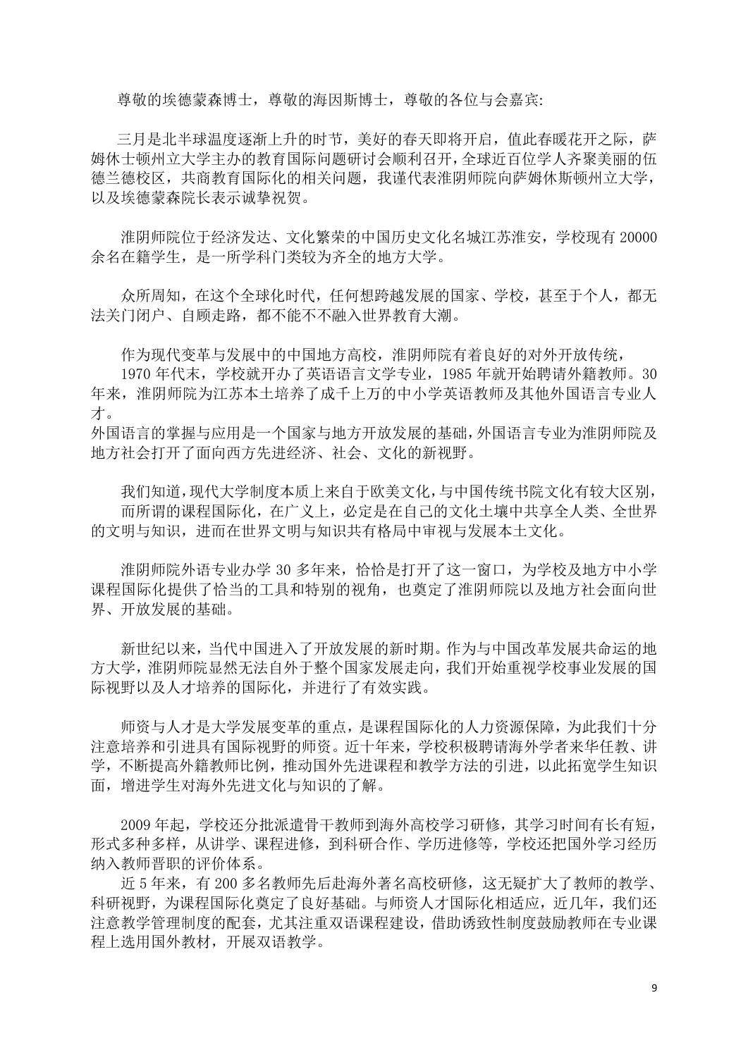尊敬的埃德蒙森博士，尊敬的海因斯博士，尊敬的各位与会嘉宾:

三月是北半球温度逐渐上升的时节，美好的春天即将开启，值此春暖花开之际，萨姆休士顿州立大学主办的教育国际问题研讨会顺利召开，全球近百位学人齐聚美丽的伍德兰德校区，共商教育国际化的相关问题，我谨代表淮阴师院向萨姆休斯顿州立大学，以及埃德蒙森院长表示诚挚祝贺。

淮阴师院位于经济发达、文化繁荣的中国历史文化名城江苏淮安，学校现有 20000 余名在籍学生，是一所学科门类较为齐全的地方大学。

众所周知，在这个全球化时代，任何想跨越发展的国家、学校，甚至于个人，都无法关门闭户、自顾走路，都不能不不融入世界教育大潮。

作为现代变革与发展中的中国地方高校，淮阴师院有着良好的对外开放传统，

1970 年代末，学校就开办了英语语言文学专业，1985 年就开始聘请外籍教师。30 年来，淮阴师院为江苏本土培养了成千上万的中小学英语教师及其他外国语言专业人才。

外国语言的掌握与应用是一个国家与地方开放发展的基础，外国语言专业为淮阴师院及地方社会打开了面向西方先进经济、社会、文化的新视野。

我们知道，现代大学制度本质上来自于欧美文化，与中国传统书院文化有较大区别，

而所谓的课程国际化，在广义上，必定是在自己的文化土壤中共享全人类、全世界的文明与知识，进而在世界文明与知识共有格局中审视与发展本土文化。

淮阴师院外语专业办学 30 多年来，恰恰是打开了这一窗口，为学校及地方中小学课程国际化提供了恰当的工具和特别的视角，也奠定了淮阴师院以及地方社会面向世界、开放发展的基础。

新世纪以来，当代中国进入了开放发展的新时期。作为与中国改革发展共命运的地方大学，淮阴师院显然无法自外于整个国家发展走向，我们开始重视学校事业发展的国际视野以及人才培养的国际化，并进行了有效实践。

师资与人才是大学发展变革的重点，是课程国际化的人力资源保障，为此我们十分注意培养和引进具有国际视野的师资。近十年来，学校积极聘请海外学者来华任教、讲学，不断提高外籍教师比例，推动国外先进课程和教学方法的引进，以此拓宽学生知识面，增进学生对海外先进文化与知识的了解。

2009 年起，学校还分批派遣骨干教师到海外高校学习研修，其学习时间有长有短，形式多种多样，从讲学、课程进修，到科研合作、学历进修等，学校还把国外学习经历纳入教师晋职的评价体系。

近 5 年来，有 200 多名教师先后赴海外著名高校研修，这无疑扩大了教师的教学、科研视野，为课程国际化奠定了良好基础。与师资人才国际化相适应，近几年，我们还注意教学管理制度的配套，尤其注重双语课程建设，借助诱致性制度鼓励教师在专业课程上选用国外教材，开展双语教学。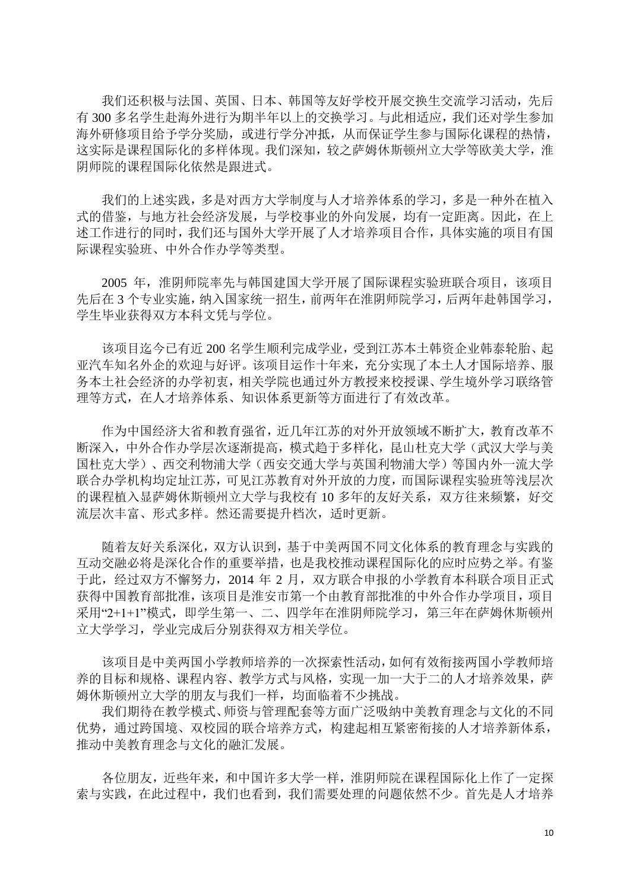我们还积极与法国、英国、日本、韩国等友好学校开展交换生交流学习活动，先后有 300 多名学生赴海外进行为期半年以上的交换学习。与此相适应，我们还对学生参加海外研修项目给予学分奖励，或进行学分冲抵，从而保证学生参与国际化课程的热情，这实际是课程国际化的多样体现。我们深知，较之萨姆休斯顿州立大学等欧美大学，淮阴师院的课程国际化依然是跟进式。

我们的上述实践，多是对西方大学制度与人才培养体系的学习，多是一种外在植入式的借鉴，与地方社会经济发展，与学校事业的外向发展，均有一定距离。因此，在上述工作进行的同时，我们还与国外大学开展了人才培养项目合作，具体实施的项目有国际课程实验班、中外合作办学等类型。

2005 年，淮阴师院率先与韩国建国大学开展了国际课程实验班联合项目，该项目先后在 3 个专业实施，纳入国家统一招生，前两年在淮阴师院学习，后两年赴韩国学习，学生毕业获得双方本科文凭与学位。

该项目迄今已有近 200 名学生顺利完成学业，受到江苏本土韩资企业韩泰轮胎、起亚汽车知名外企的欢迎与好评。该项目运作十年来，充分实现了本土人才国际培养、服务本土社会经济的办学初衷，相关学院也通过外方教授来校授课、学生境外学习联络管理等方式，在人才培养体系、知识体系更新等方面进行了有效改革。

作为中国经济大省和教育强省，近几年江苏的对外开放领域不断扩大，教育改革不断深入，中外合作办学层次逐渐提高，模式趋于多样化，昆山杜克大学（武汉大学与美国杜克大学）、西交利物浦大学（西安交通大学与英国利物浦大学）等国内外一流大学联合办学机构均定址江苏，可见江苏教育对外开放的力度，而国际课程实验班等浅层次的课程植入显萨姆休斯顿州立大学与我校有 10 多年的友好关系，双方往来频繁，好交流层次丰富、形式多样。然还需要提升档次，适时更新。

随着友好关系深化，双方认识到，基于中美两国不同文化体系的教育理念与实践的互动交融必将是深化合作的重要举措，也是我校推动课程国际化的应时应势之举。有鉴于此，经过双方不懈努力，2014 年 2 月，双方联合申报的小学教育本科联合项目正式获得中国教育部批准，该项目是淮安市第一个由教育部批准的中外合作办学项目，项目采用"2+1+1"模式，即学生第一、二、四学年在淮阴师院学习，第三年在萨姆休斯顿州立大学学习，学业完成后分别获得双方相关学位。

该项目是中美两国小学教师培养的一次探索性活动，如何有效衔接两国小学教师培养的目标和规格、课程内容、教学方式与风格，实现一加一大于二的人才培养效果，萨姆休斯顿州立大学的朋友与我们一样，均面临着不少挑战。

我们期待在教学模式、师资与管理配套等方面广泛吸纳中美教育理念与文化的不同优势，通过跨国境、双校园的联合培养方式，构建起相互紧密衔接的人才培养新体系，推动中美教育理念与文化的融汇发展。

各位朋友，近些年来，和中国许多大学一样，淮阴师院在课程国际化上作了一定探索与实践，在此过程中，我们也看到，我们需要处理的问题依然不少。首先是人才培养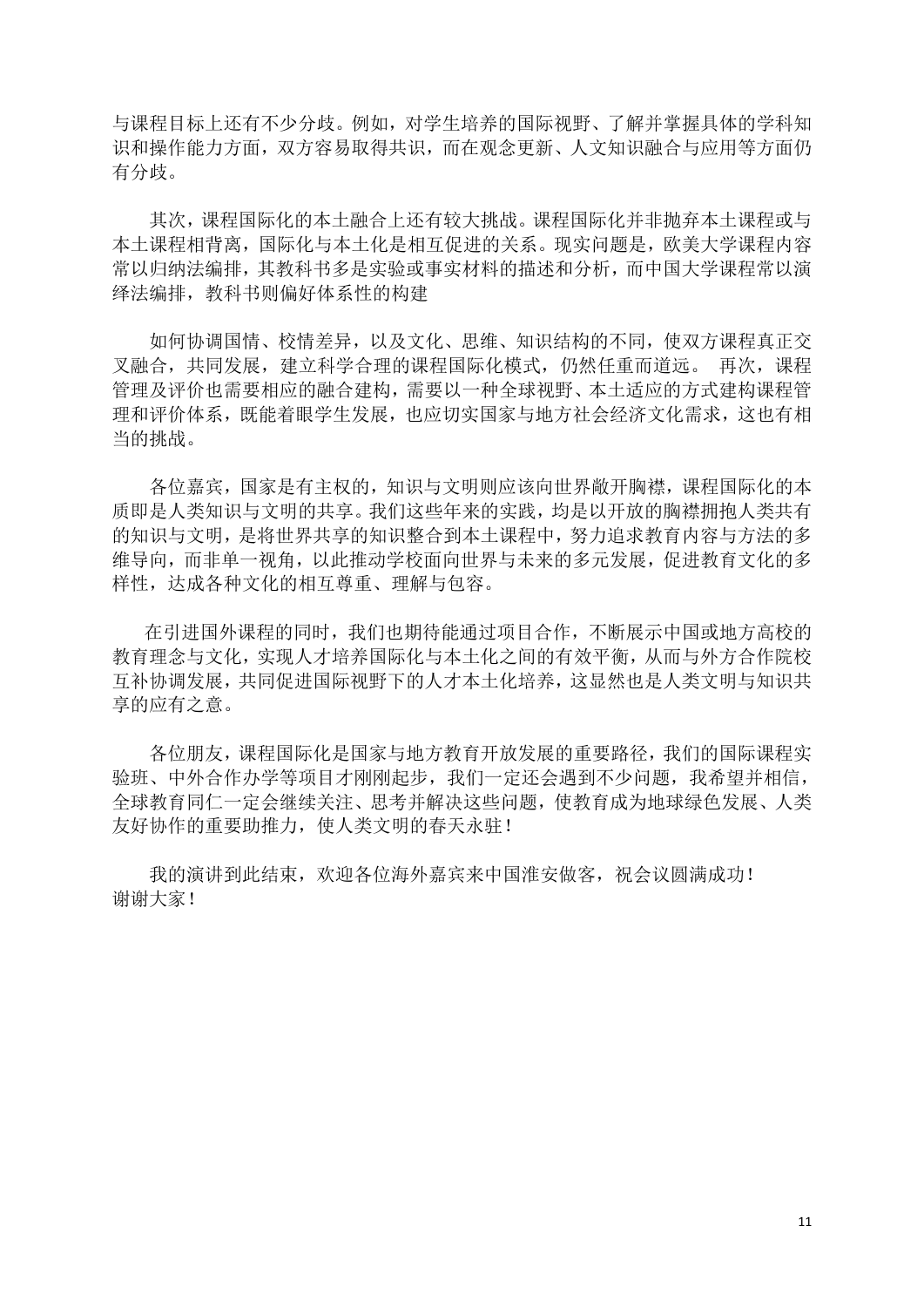与课程目标上还有不少分歧。例如，对学生培养的国际视野、了解并掌握具体的学科知识和操作能力方面，双方容易取得共识，而在观念更新、人文知识融合与应用等方面仍有分歧。

其次，课程国际化的本土融合上还有较大挑战。课程国际化并非抛弃本土课程或与本土课程相背离，国际化与本土化是相互促进的关系。现实问题是，欧美大学课程内容常以归纳法编排，其教科书多是实验或事实材料的描述和分析，而中国大学课程常以演绎法编排，教科书则偏好体系性的构建

如何协调国情、校情差异，以及文化、思维、知识结构的不同，使双方课程真正交叉融合，共同发展，建立科学合理的课程国际化模式，仍然任重而道远。 再次，课程管理及评价也需要相应的融合建构，需要以一种全球视野、本土适应的方式建构课程管理和评价体系，既能着眼学生发展，也应切实国家与地方社会经济文化需求，这也有相当的挑战。

各位嘉宾，国家是有主权的，知识与文明则应该向世界敞开胸襟，课程国际化的本质即是人类知识与文明的共享。我们这些年来的实践，均是以开放的胸襟拥抱人类共有的知识与文明，是将世界共享的知识整合到本土课程中，努力追求教育内容与方法的多维导向，而非单一视角，以此推动学校面向世界与未来的多元发展，促进教育文化的多样性，达成各种文化的相互尊重、理解与包容。

在引进国外课程的同时，我们也期待能通过项目合作，不断展示中国或地方高校的教育理念与文化，实现人才培养国际化与本土化之间的有效平衡，从而与外方合作院校互补协调发展，共同促进国际视野下的人才本土化培养，这显然也是人类文明与知识共享的应有之意。

各位朋友，课程国际化是国家与地方教育开放发展的重要路径，我们的国际课程实验班、中外合作办学等项目才刚刚起步，我们一定还会遇到不少问题，我希望并相信，全球教育同仁一定会继续关注、思考并解决这些问题，使教育成为地球绿色发展、人类友好协作的重要助推力，使人类文明的春天永驻！

我的演讲到此结束，欢迎各位海外嘉宾来中国淮安做客，祝会议圆满成功！
谢谢大家！